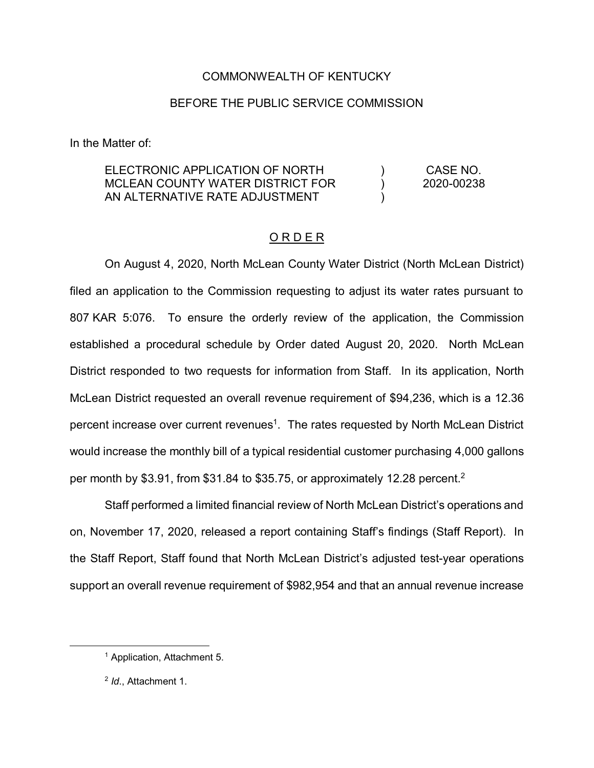COMMONWEALTH OF KENTUCKY

BEFORE THE PUBLIC SERVICE COMMISSION

In the Matter of:

| | | |
|---|---|---|
| ELECTRONIC APPLICATION OF NORTH MCLEAN COUNTY WATER DISTRICT FOR AN ALTERNATIVE RATE ADJUSTMENT | ) ) ) | CASE NO. 2020-00238 |

## O R D E R

On August 4, 2020, North McLean County Water District (North McLean District) filed an application to the Commission requesting to adjust its water rates pursuant to 807 KAR 5:076. To ensure the orderly review of the application, the Commission established a procedural schedule by Order dated August 20, 2020. North McLean District responded to two requests for information from Staff. In its application, North McLean District requested an overall revenue requirement of $94,236, which is a 12.36 percent increase over current revenues[1]. The rates requested by North McLean District would increase the monthly bill of a typical residential customer purchasing 4,000 gallons per month by $3.91, from $31.84 to $35.75, or approximately 12.28 percent.[2]

Staff performed a limited financial review of North McLean District's operations and on, November 17, 2020, released a report containing Staff's findings (Staff Report). In the Staff Report, Staff found that North McLean District's adjusted test-year operations support an overall revenue requirement of $982,954 and that an annual revenue increase

---

[1] Application, Attachment 5.

[2] *Id*., Attachment 1.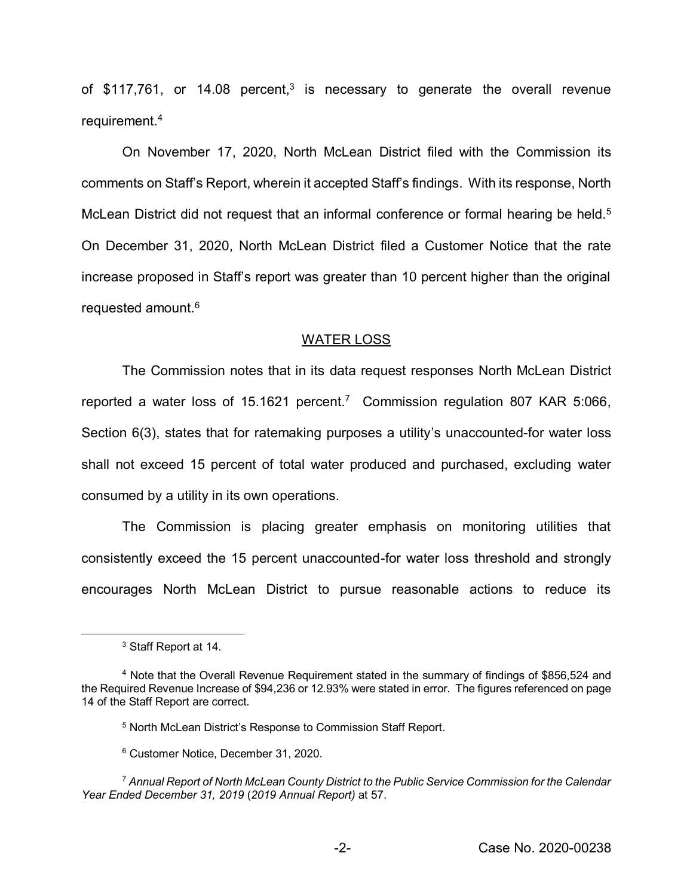of $117,761, or 14.08 percent,[3] is necessary to generate the overall revenue requirement.[4]

On November 17, 2020, North McLean District filed with the Commission its comments on Staff's Report, wherein it accepted Staff's findings. With its response, North McLean District did not request that an informal conference or formal hearing be held.[5] On December 31, 2020, North McLean District filed a Customer Notice that the rate increase proposed in Staff's report was greater than 10 percent higher than the original requested amount.[6]

## WATER LOSS

The Commission notes that in its data request responses North McLean District reported a water loss of 15.1621 percent.[7] Commission regulation 807 KAR 5:066, Section 6(3), states that for ratemaking purposes a utility's unaccounted-for water loss shall not exceed 15 percent of total water produced and purchased, excluding water consumed by a utility in its own operations.

The Commission is placing greater emphasis on monitoring utilities that consistently exceed the 15 percent unaccounted-for water loss threshold and strongly encourages North McLean District to pursue reasonable actions to reduce its

---

[3] Staff Report at 14.

[4] Note that the Overall Revenue Requirement stated in the summary of findings of $856,524 and the Required Revenue Increase of $94,236 or 12.93% were stated in error. The figures referenced on page 14 of the Staff Report are correct.

[5] North McLean District's Response to Commission Staff Report.

[6] Customer Notice, December 31, 2020.

[7] *Annual Report of North McLean County District to the Public Service Commission for the Calendar Year Ended December 31, 2019* (*2019 Annual Report)* at 57.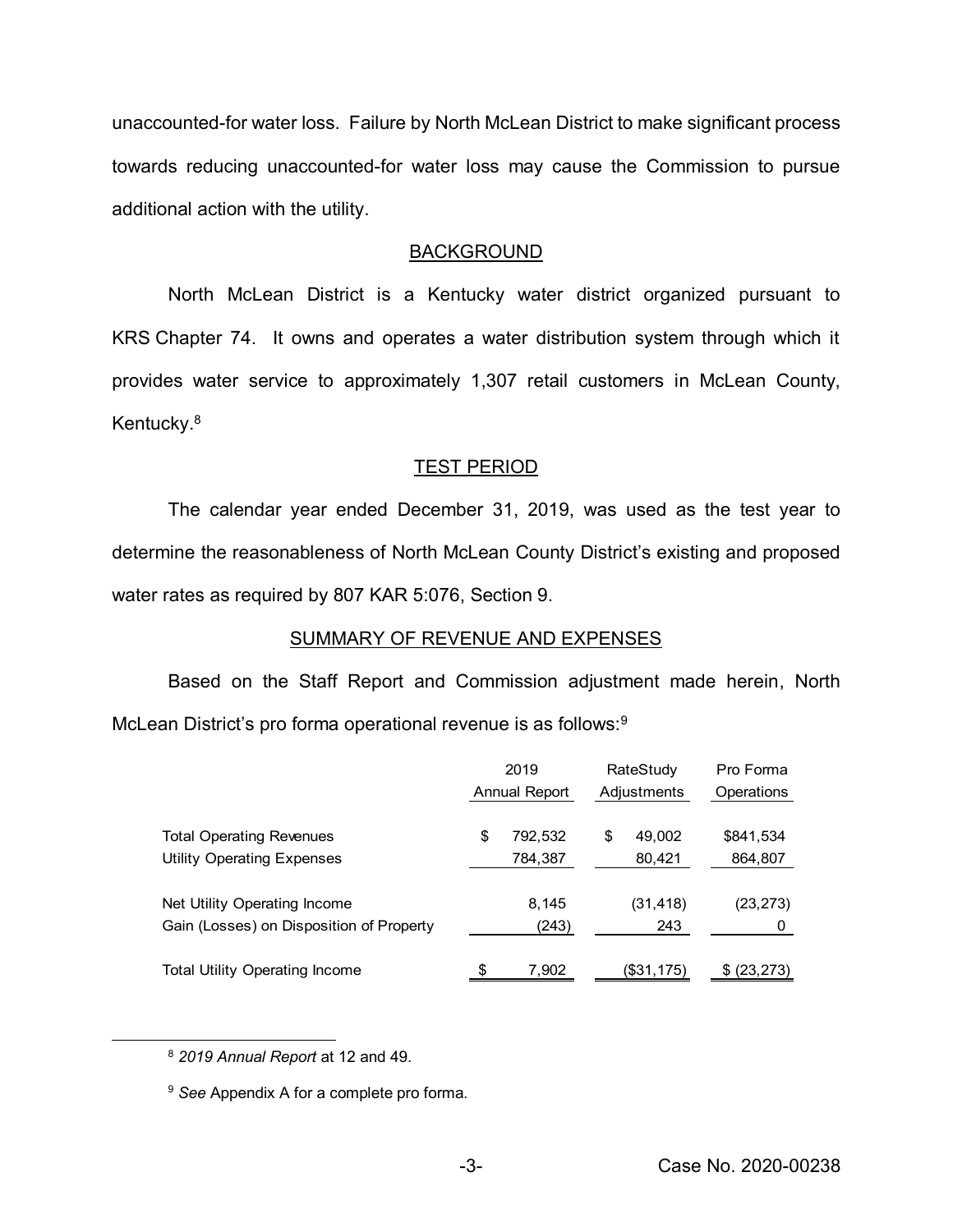unaccounted-for water loss. Failure by North McLean District to make significant process towards reducing unaccounted-for water loss may cause the Commission to pursue additional action with the utility.

## BACKGROUND

North McLean District is a Kentucky water district organized pursuant to KRS Chapter 74. It owns and operates a water distribution system through which it provides water service to approximately 1,307 retail customers in McLean County, Kentucky.[8]

## TEST PERIOD

The calendar year ended December 31, 2019, was used as the test year to determine the reasonableness of North McLean County District's existing and proposed water rates as required by 807 KAR 5:076, Section 9.

## SUMMARY OF REVENUE AND EXPENSES

Based on the Staff Report and Commission adjustment made herein, North McLean District's pro forma operational revenue is as follows:[9]

| | 2019 Annual Report | RateStudy Adjustments | Pro Forma Operations |
|---|---|---|---|
| Total Operating Revenues | $ 792,532 | $ 49,002 | $841,534 |
| Utility Operating Expenses | 784,387 | 80,421 | 864,807 |
| Net Utility Operating Income | 8,145 | (31,418) | (23,273) |
| Gain (Losses) on Disposition of Property | (243) | 243 | 0 |
| Total Utility Operating Income | $ 7,902 | ($31,175) | $ (23,273) |

[8] *2019 Annual Report* at 12 and 49.

[9] *See* Appendix A for a complete pro forma.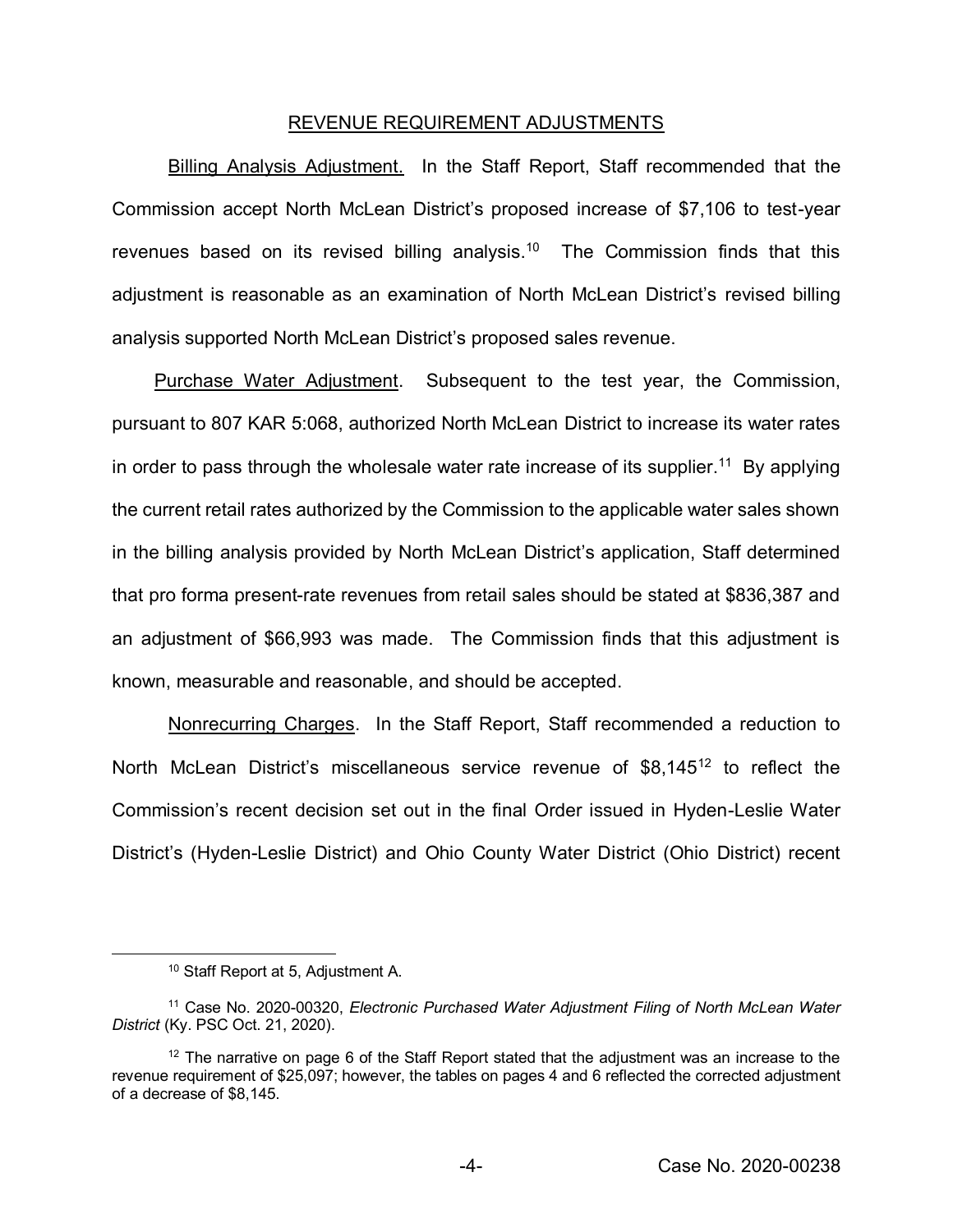## REVENUE REQUIREMENT ADJUSTMENTS

Billing Analysis Adjustment. In the Staff Report, Staff recommended that the Commission accept North McLean District's proposed increase of $7,106 to test-year revenues based on its revised billing analysis.[10] The Commission finds that this adjustment is reasonable as an examination of North McLean District's revised billing analysis supported North McLean District's proposed sales revenue.

Purchase Water Adjustment. Subsequent to the test year, the Commission, pursuant to 807 KAR 5:068, authorized North McLean District to increase its water rates in order to pass through the wholesale water rate increase of its supplier.[11] By applying the current retail rates authorized by the Commission to the applicable water sales shown in the billing analysis provided by North McLean District's application, Staff determined that pro forma present-rate revenues from retail sales should be stated at $836,387 and an adjustment of $66,993 was made. The Commission finds that this adjustment is known, measurable and reasonable, and should be accepted.

Nonrecurring Charges. In the Staff Report, Staff recommended a reduction to North McLean District's miscellaneous service revenue of $8,145[12] to reflect the Commission's recent decision set out in the final Order issued in Hyden-Leslie Water District's (Hyden-Leslie District) and Ohio County Water District (Ohio District) recent

---

[10] Staff Report at 5, Adjustment A.

[11] Case No. 2020-00320, *Electronic Purchased Water Adjustment Filing of North McLean Water District* (Ky. PSC Oct. 21, 2020).

[12] The narrative on page 6 of the Staff Report stated that the adjustment was an increase to the revenue requirement of $25,097; however, the tables on pages 4 and 6 reflected the corrected adjustment of a decrease of $8,145.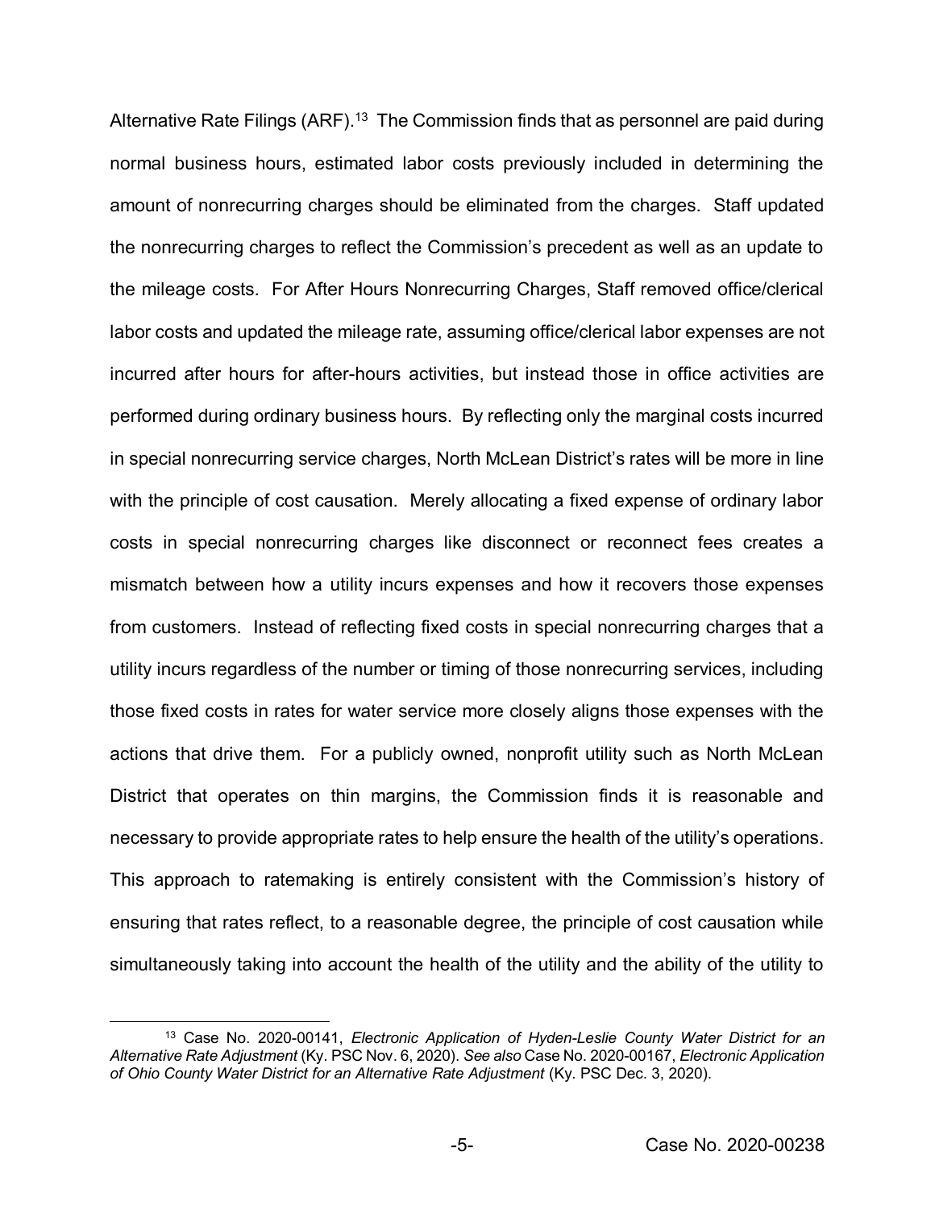Alternative Rate Filings (ARF).[13] The Commission finds that as personnel are paid during normal business hours, estimated labor costs previously included in determining the amount of nonrecurring charges should be eliminated from the charges. Staff updated the nonrecurring charges to reflect the Commission's precedent as well as an update to the mileage costs. For After Hours Nonrecurring Charges, Staff removed office/clerical labor costs and updated the mileage rate, assuming office/clerical labor expenses are not incurred after hours for after-hours activities, but instead those in office activities are performed during ordinary business hours. By reflecting only the marginal costs incurred in special nonrecurring service charges, North McLean District's rates will be more in line with the principle of cost causation. Merely allocating a fixed expense of ordinary labor costs in special nonrecurring charges like disconnect or reconnect fees creates a mismatch between how a utility incurs expenses and how it recovers those expenses from customers. Instead of reflecting fixed costs in special nonrecurring charges that a utility incurs regardless of the number or timing of those nonrecurring services, including those fixed costs in rates for water service more closely aligns those expenses with the actions that drive them. For a publicly owned, nonprofit utility such as North McLean District that operates on thin margins, the Commission finds it is reasonable and necessary to provide appropriate rates to help ensure the health of the utility's operations. This approach to ratemaking is entirely consistent with the Commission's history of ensuring that rates reflect, to a reasonable degree, the principle of cost causation while simultaneously taking into account the health of the utility and the ability of the utility to

---

[13] Case No. 2020-00141, *Electronic Application of Hyden-Leslie County Water District for an Alternative Rate Adjustment* (Ky. PSC Nov. 6, 2020). *See also* Case No. 2020-00167, *Electronic Application of Ohio County Water District for an Alternative Rate Adjustment* (Ky. PSC Dec. 3, 2020).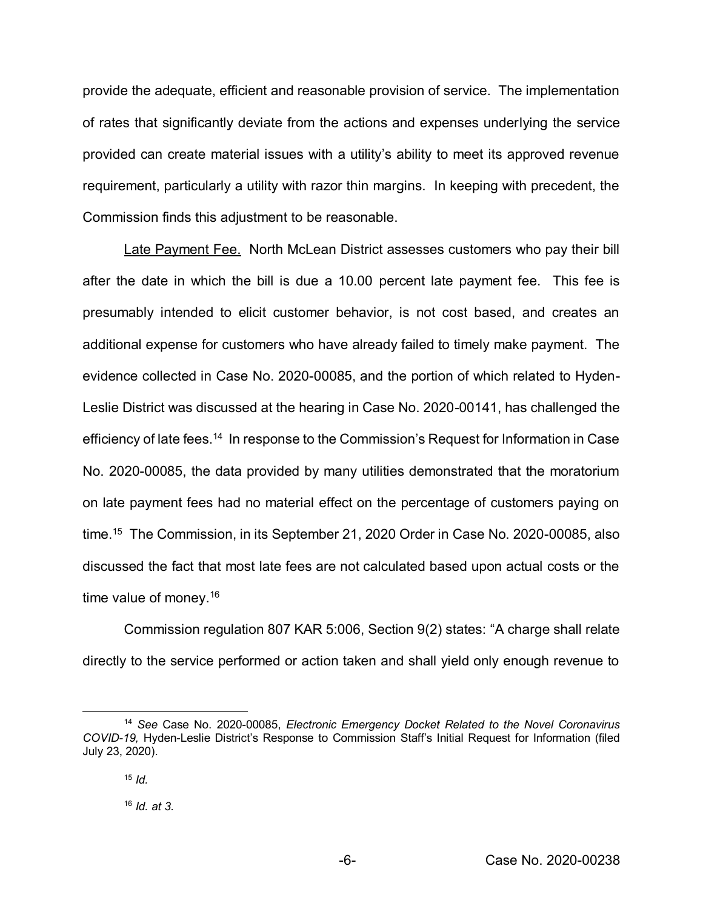provide the adequate, efficient and reasonable provision of service. The implementation of rates that significantly deviate from the actions and expenses underlying the service provided can create material issues with a utility's ability to meet its approved revenue requirement, particularly a utility with razor thin margins. In keeping with precedent, the Commission finds this adjustment to be reasonable.

Late Payment Fee. North McLean District assesses customers who pay their bill after the date in which the bill is due a 10.00 percent late payment fee. This fee is presumably intended to elicit customer behavior, is not cost based, and creates an additional expense for customers who have already failed to timely make payment. The evidence collected in Case No. 2020-00085, and the portion of which related to Hyden-Leslie District was discussed at the hearing in Case No. 2020-00141, has challenged the efficiency of late fees.[14] In response to the Commission's Request for Information in Case No. 2020-00085, the data provided by many utilities demonstrated that the moratorium on late payment fees had no material effect on the percentage of customers paying on time.[15] The Commission, in its September 21, 2020 Order in Case No. 2020-00085, also discussed the fact that most late fees are not calculated based upon actual costs or the time value of money.[16]

Commission regulation 807 KAR 5:006, Section 9(2) states: "A charge shall relate directly to the service performed or action taken and shall yield only enough revenue to

---

[14] *See* Case No. 2020-00085, *Electronic Emergency Docket Related to the Novel Coronavirus COVID-19,* Hyden-Leslie District's Response to Commission Staff's Initial Request for Information (filed July 23, 2020).

[15] *Id.*

[16] *Id. at 3.*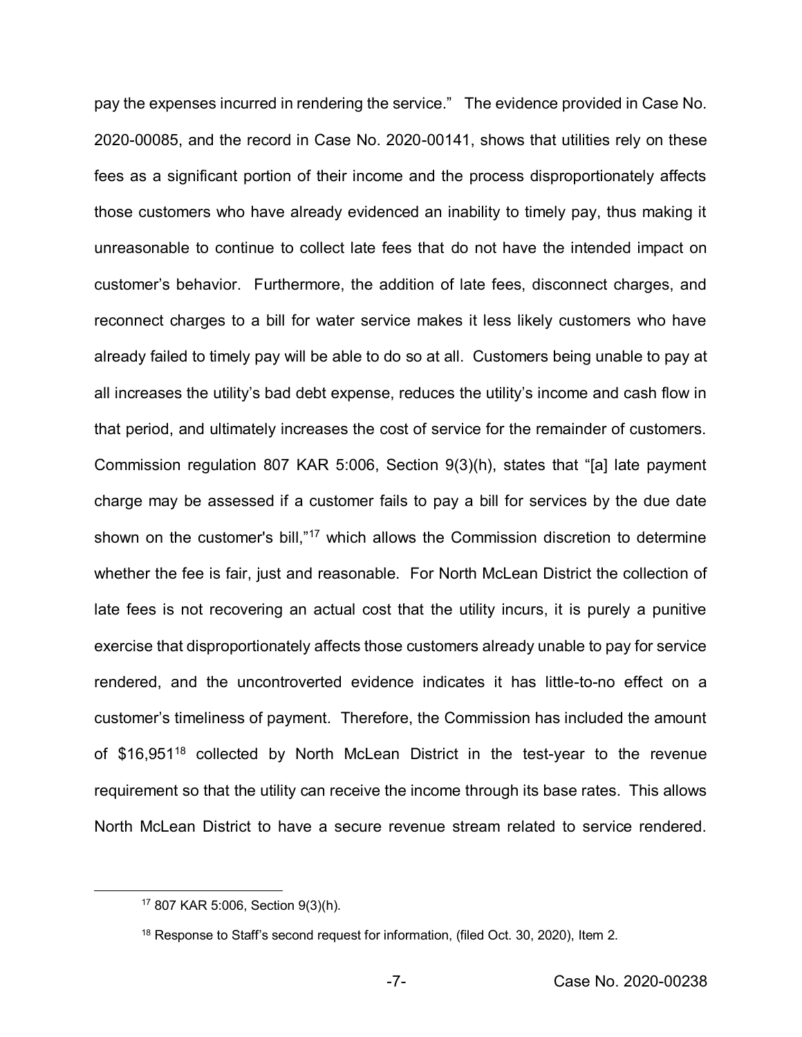pay the expenses incurred in rendering the service." The evidence provided in Case No. 2020-00085, and the record in Case No. 2020-00141, shows that utilities rely on these fees as a significant portion of their income and the process disproportionately affects those customers who have already evidenced an inability to timely pay, thus making it unreasonable to continue to collect late fees that do not have the intended impact on customer's behavior. Furthermore, the addition of late fees, disconnect charges, and reconnect charges to a bill for water service makes it less likely customers who have already failed to timely pay will be able to do so at all. Customers being unable to pay at all increases the utility's bad debt expense, reduces the utility's income and cash flow in that period, and ultimately increases the cost of service for the remainder of customers. Commission regulation 807 KAR 5:006, Section 9(3)(h), states that "[a] late payment charge may be assessed if a customer fails to pay a bill for services by the due date shown on the customer's bill,"[17] which allows the Commission discretion to determine whether the fee is fair, just and reasonable. For North McLean District the collection of late fees is not recovering an actual cost that the utility incurs, it is purely a punitive exercise that disproportionately affects those customers already unable to pay for service rendered, and the uncontroverted evidence indicates it has little-to-no effect on a customer's timeliness of payment. Therefore, the Commission has included the amount of $16,951[18] collected by North McLean District in the test-year to the revenue requirement so that the utility can receive the income through its base rates. This allows North McLean District to have a secure revenue stream related to service rendered.

[17] 807 KAR 5:006, Section 9(3)(h).

[18] Response to Staff's second request for information, (filed Oct. 30, 2020), Item 2.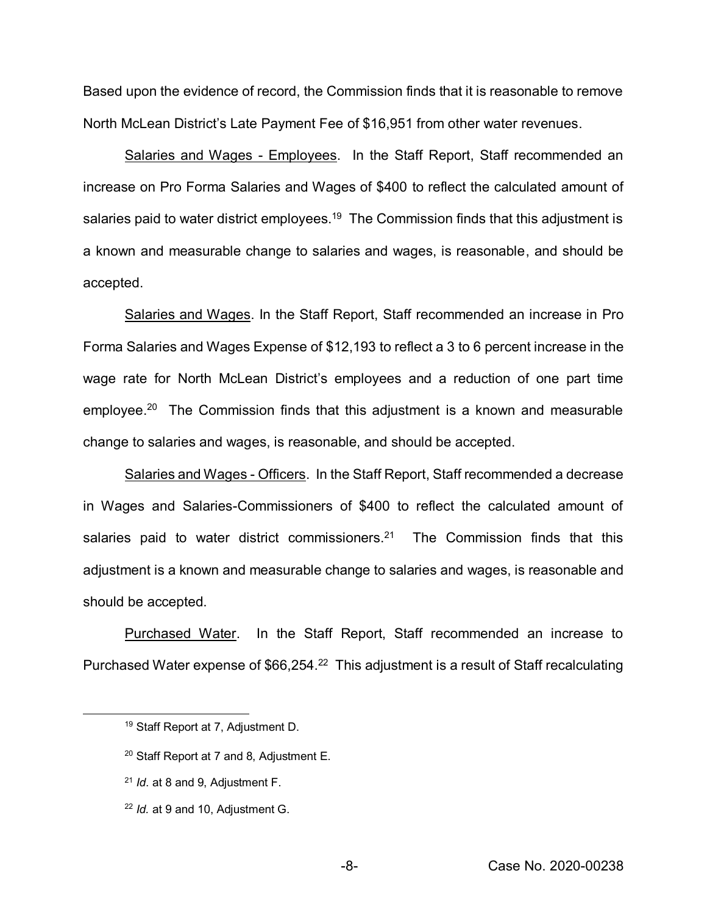Based upon the evidence of record, the Commission finds that it is reasonable to remove North McLean District's Late Payment Fee of $16,951 from other water revenues.

Salaries and Wages - Employees. In the Staff Report, Staff recommended an increase on Pro Forma Salaries and Wages of $400 to reflect the calculated amount of salaries paid to water district employees.[19] The Commission finds that this adjustment is a known and measurable change to salaries and wages, is reasonable, and should be accepted.

Salaries and Wages. In the Staff Report, Staff recommended an increase in Pro Forma Salaries and Wages Expense of $12,193 to reflect a 3 to 6 percent increase in the wage rate for North McLean District's employees and a reduction of one part time employee.[20] The Commission finds that this adjustment is a known and measurable change to salaries and wages, is reasonable, and should be accepted.

Salaries and Wages - Officers. In the Staff Report, Staff recommended a decrease in Wages and Salaries-Commissioners of $400 to reflect the calculated amount of salaries paid to water district commissioners.[21] The Commission finds that this adjustment is a known and measurable change to salaries and wages, is reasonable and should be accepted.

Purchased Water. In the Staff Report, Staff recommended an increase to Purchased Water expense of $66,254.[22] This adjustment is a result of Staff recalculating

---

[19] Staff Report at 7, Adjustment D.

[20] Staff Report at 7 and 8, Adjustment E.

[21] *Id*. at 8 and 9, Adjustment F.

[22] *Id.* at 9 and 10, Adjustment G.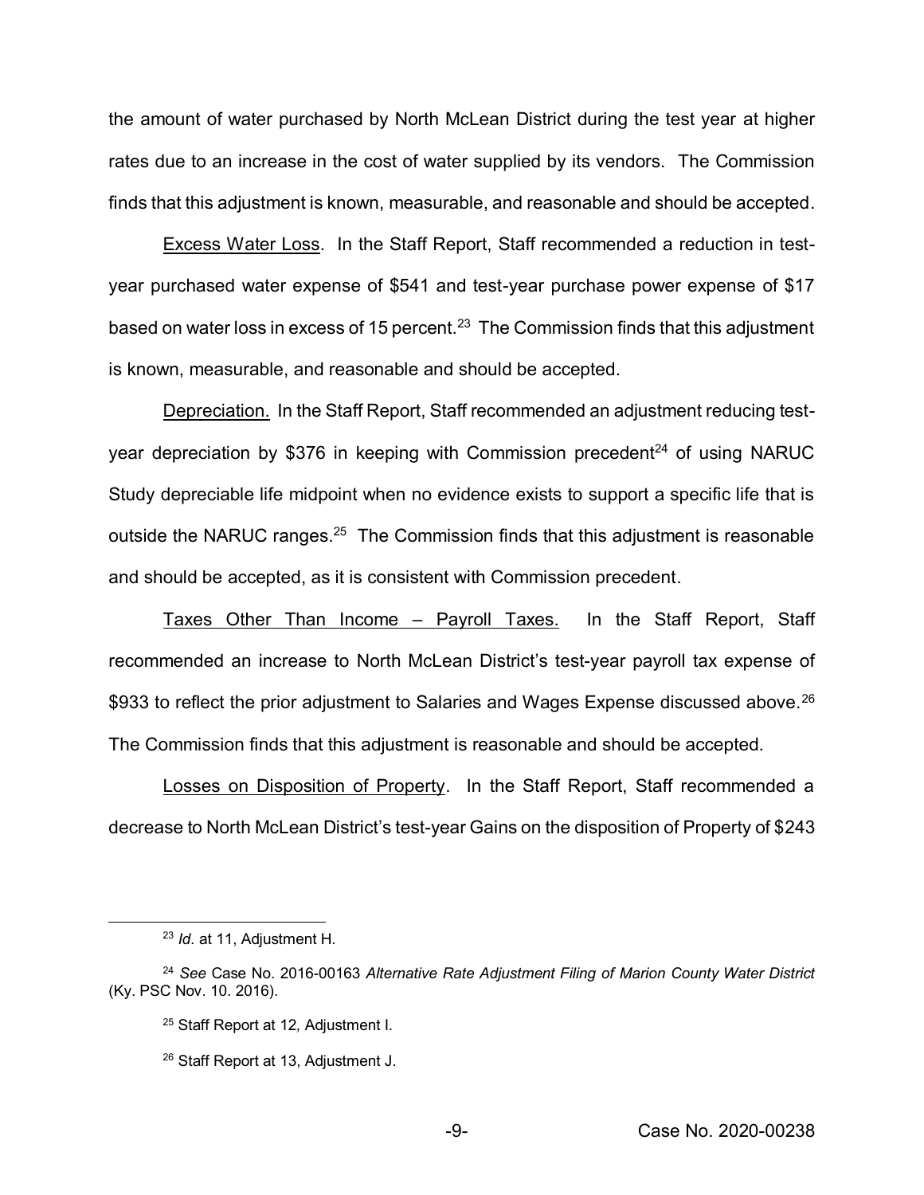the amount of water purchased by North McLean District during the test year at higher rates due to an increase in the cost of water supplied by its vendors. The Commission finds that this adjustment is known, measurable, and reasonable and should be accepted.

Excess Water Loss. In the Staff Report, Staff recommended a reduction in test-year purchased water expense of $541 and test-year purchase power expense of $17 based on water loss in excess of 15 percent.[23] The Commission finds that this adjustment is known, measurable, and reasonable and should be accepted.

Depreciation. In the Staff Report, Staff recommended an adjustment reducing test-year depreciation by $376 in keeping with Commission precedent[24] of using NARUC Study depreciable life midpoint when no evidence exists to support a specific life that is outside the NARUC ranges.[25] The Commission finds that this adjustment is reasonable and should be accepted, as it is consistent with Commission precedent.

Taxes Other Than Income – Payroll Taxes. In the Staff Report, Staff recommended an increase to North McLean District's test-year payroll tax expense of $933 to reflect the prior adjustment to Salaries and Wages Expense discussed above.[26] The Commission finds that this adjustment is reasonable and should be accepted.

Losses on Disposition of Property. In the Staff Report, Staff recommended a decrease to North McLean District's test-year Gains on the disposition of Property of $243

---

[23] *Id.* at 11, Adjustment H.

[24] *See* Case No. 2016-00163 *Alternative Rate Adjustment Filing of Marion County Water District* (Ky. PSC Nov. 10. 2016).

[25] Staff Report at 12, Adjustment I.

[26] Staff Report at 13, Adjustment J.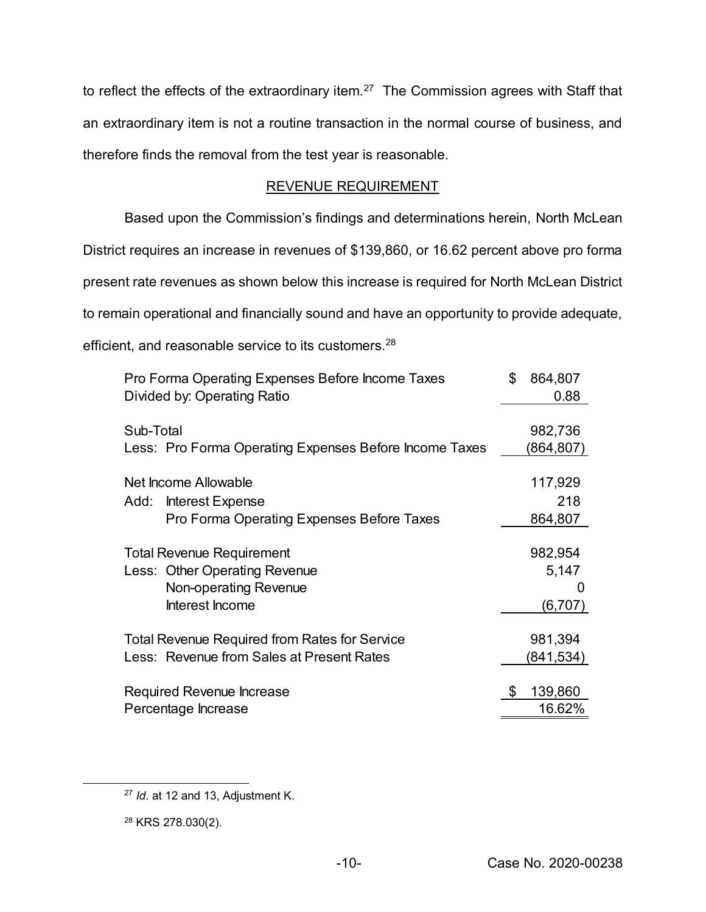to reflect the effects of the extraordinary item.[27] The Commission agrees with Staff that an extraordinary item is not a routine transaction in the normal course of business, and therefore finds the removal from the test year is reasonable.

## REVENUE REQUIREMENT

Based upon the Commission's findings and determinations herein, North McLean District requires an increase in revenues of $139,860, or 16.62 percent above pro forma present rate revenues as shown below this increase is required for North McLean District to remain operational and financially sound and have an opportunity to provide adequate, efficient, and reasonable service to its customers.[28]

| | |
|---|---|
| Pro Forma Operating Expenses Before Income Taxes | $ 864,807 |
| Divided by: Operating Ratio | 0.88 |
| Sub-Total | 982,736 |
| Less: Pro Forma Operating Expenses Before Income Taxes | (864,807) |
| Net Income Allowable | 117,929 |
| Add: Interest Expense | 218 |
| Pro Forma Operating Expenses Before Taxes | 864,807 |
| Total Revenue Requirement | 982,954 |
| Less: Other Operating Revenue | 5,147 |
| Non-operating Revenue | 0 |
| Interest Income | (6,707) |
| Total Revenue Required from Rates for Service | 981,394 |
| Less: Revenue from Sales at Present Rates | (841,534) |
| Required Revenue Increase | $ 139,860 |
| Percentage Increase | 16.62% |

[27] *Id*. at 12 and 13, Adjustment K.

[28] KRS 278.030(2).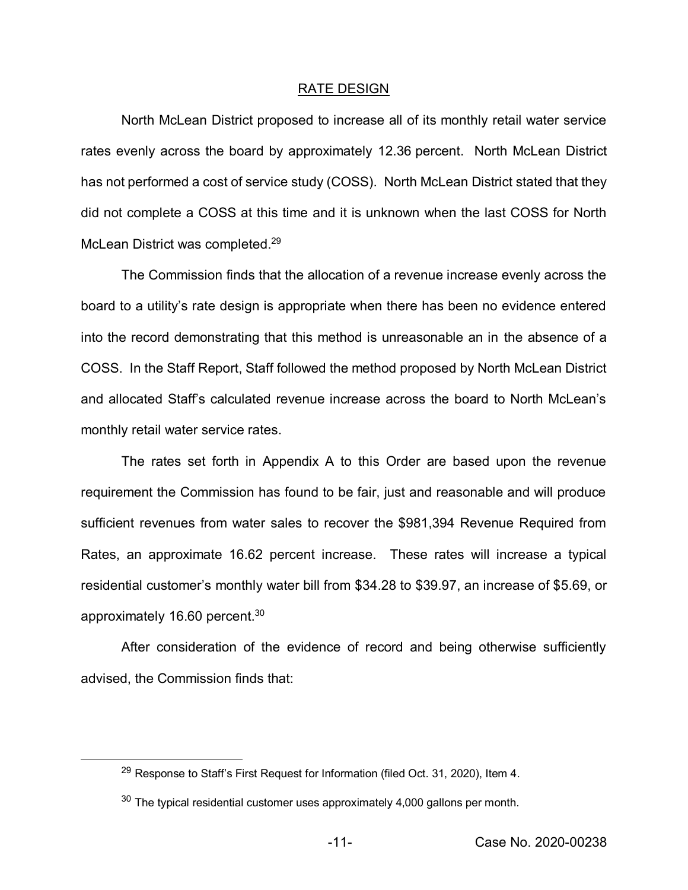## RATE DESIGN

North McLean District proposed to increase all of its monthly retail water service rates evenly across the board by approximately 12.36 percent. North McLean District has not performed a cost of service study (COSS). North McLean District stated that they did not complete a COSS at this time and it is unknown when the last COSS for North McLean District was completed.[29]

The Commission finds that the allocation of a revenue increase evenly across the board to a utility's rate design is appropriate when there has been no evidence entered into the record demonstrating that this method is unreasonable an in the absence of a COSS. In the Staff Report, Staff followed the method proposed by North McLean District and allocated Staff's calculated revenue increase across the board to North McLean's monthly retail water service rates.

The rates set forth in Appendix A to this Order are based upon the revenue requirement the Commission has found to be fair, just and reasonable and will produce sufficient revenues from water sales to recover the $981,394 Revenue Required from Rates, an approximate 16.62 percent increase. These rates will increase a typical residential customer's monthly water bill from $34.28 to $39.97, an increase of $5.69, or approximately 16.60 percent.[30]

After consideration of the evidence of record and being otherwise sufficiently advised, the Commission finds that:

---

[29] Response to Staff's First Request for Information (filed Oct. 31, 2020), Item 4.

[30] The typical residential customer uses approximately 4,000 gallons per month.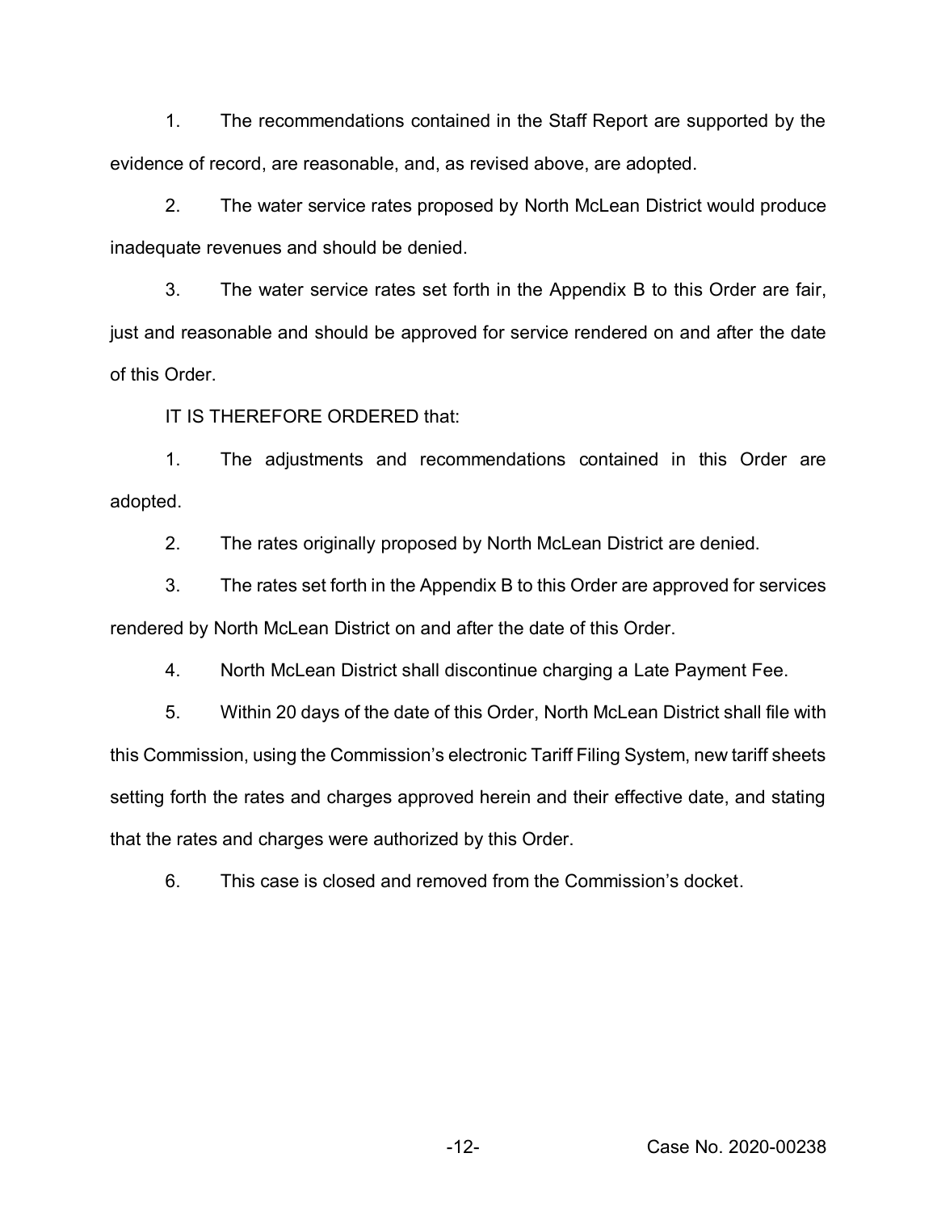1. The recommendations contained in the Staff Report are supported by the evidence of record, are reasonable, and, as revised above, are adopted.

2. The water service rates proposed by North McLean District would produce inadequate revenues and should be denied.

3. The water service rates set forth in the Appendix B to this Order are fair, just and reasonable and should be approved for service rendered on and after the date of this Order.

IT IS THEREFORE ORDERED that:

1. The adjustments and recommendations contained in this Order are adopted.

2. The rates originally proposed by North McLean District are denied.

3. The rates set forth in the Appendix B to this Order are approved for services rendered by North McLean District on and after the date of this Order.

4. North McLean District shall discontinue charging a Late Payment Fee.

5. Within 20 days of the date of this Order, North McLean District shall file with this Commission, using the Commission's electronic Tariff Filing System, new tariff sheets setting forth the rates and charges approved herein and their effective date, and stating that the rates and charges were authorized by this Order.

6. This case is closed and removed from the Commission's docket.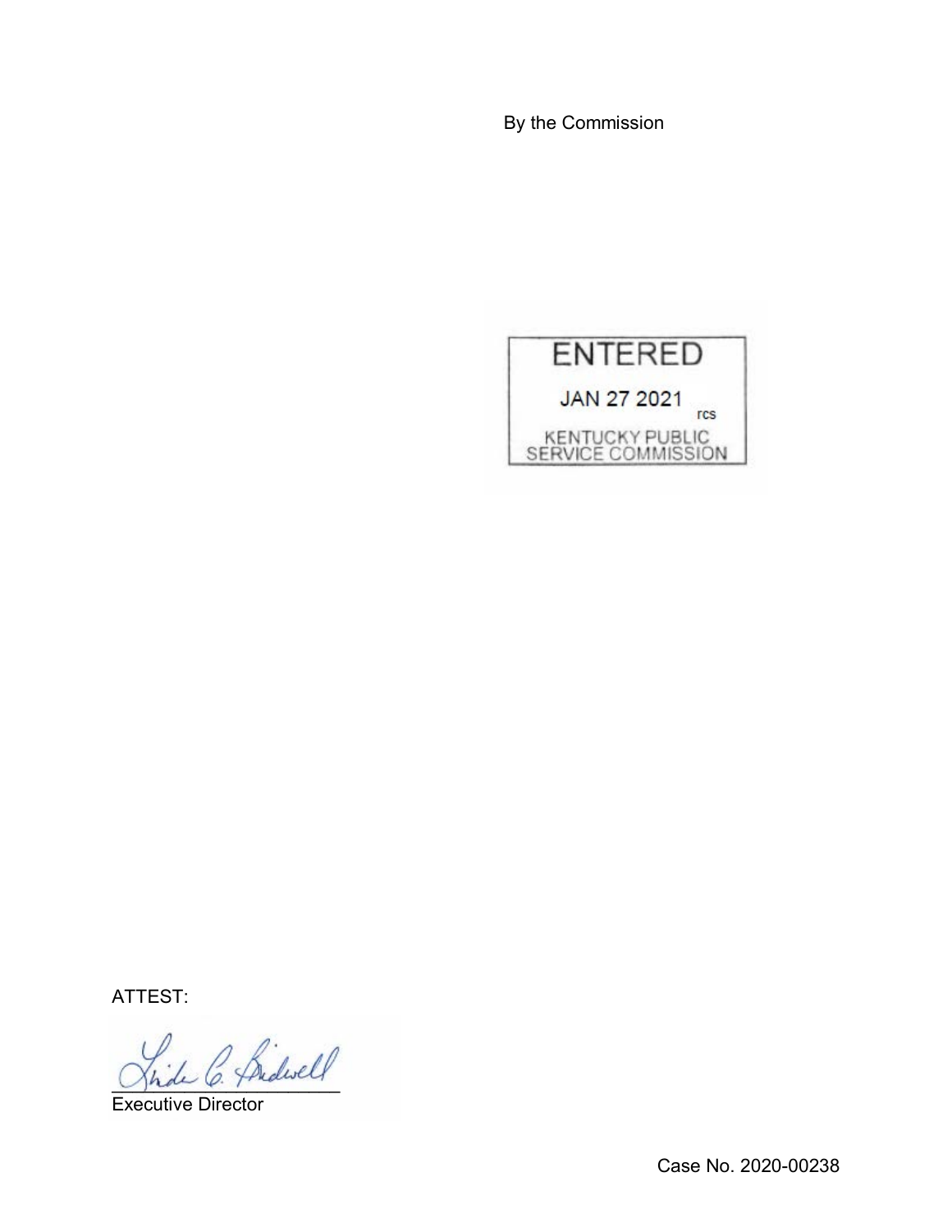By the Commission

ENTERED

JAN 27 2021

rcs

KENTUCKY PUBLIC SERVICE COMMISSION

ATTEST:

Executive Director

Case No. 2020-00238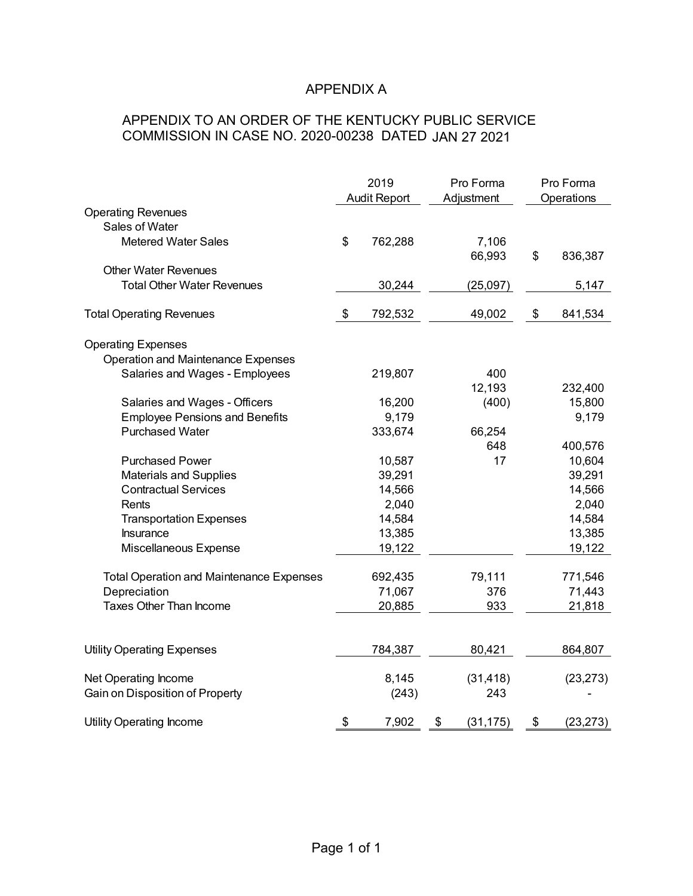# APPENDIX A

## APPENDIX TO AN ORDER OF THE KENTUCKY PUBLIC SERVICE COMMISSION IN CASE NO. 2020-00238 DATED JAN 27 2021

| | 2019 Audit Report | Pro Forma Adjustment | Pro Forma Operations |
|---|---|---|---|
| Operating Revenues | | | |
| Sales of Water | | | |
| Metered Water Sales | $ 762,288 | 7,106 | |
| | | 66,993 | $ 836,387 |
| Other Water Revenues | | | |
| Total Other Water Revenues | 30,244 | (25,097) | 5,147 |
| Total Operating Revenues | $ 792,532 | 49,002 | $ 841,534 |
| Operating Expenses | | | |
| Operation and Maintenance Expenses | | | |
| Salaries and Wages - Employees | 219,807 | 400 | |
| | | 12,193 | 232,400 |
| Salaries and Wages - Officers | 16,200 | (400) | 15,800 |
| Employee Pensions and Benefits | 9,179 | | 9,179 |
| Purchased Water | 333,674 | 66,254 | |
| | | 648 | 400,576 |
| Purchased Power | 10,587 | 17 | 10,604 |
| Materials and Supplies | 39,291 | | 39,291 |
| Contractual Services | 14,566 | | 14,566 |
| Rents | 2,040 | | 2,040 |
| Transportation Expenses | 14,584 | | 14,584 |
| Insurance | 13,385 | | 13,385 |
| Miscellaneous Expense | 19,122 | | 19,122 |
| Total Operation and Maintenance Expenses | 692,435 | 79,111 | 771,546 |
| Depreciation | 71,067 | 376 | 71,443 |
| Taxes Other Than Income | 20,885 | 933 | 21,818 |
| Utility Operating Expenses | 784,387 | 80,421 | 864,807 |
| Net Operating Income | 8,145 | (31,418) | (23,273) |
| Gain on Disposition of Property | (243) | 243 | - |
| Utility Operating Income | $ 7,902 | $ (31,175) | $ (23,273) |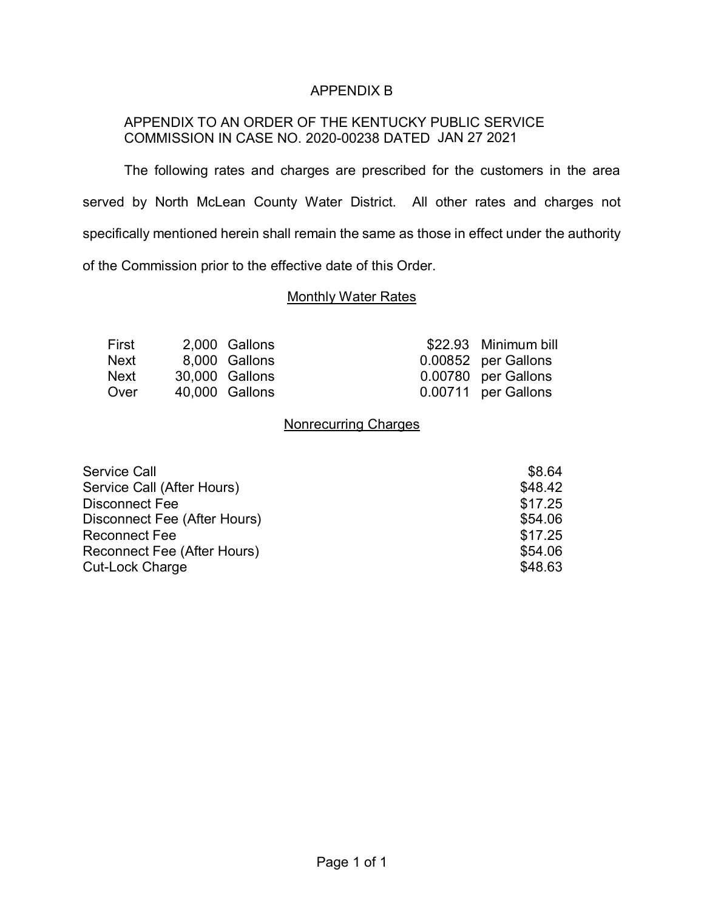# APPENDIX B

APPENDIX TO AN ORDER OF THE KENTUCKY PUBLIC SERVICE COMMISSION IN CASE NO. 2020-00238 DATED JAN 27 2021

The following rates and charges are prescribed for the customers in the area served by North McLean County Water District. All other rates and charges not specifically mentioned herein shall remain the same as those in effect under the authority of the Commission prior to the effective date of this Order.

## Monthly Water Rates

| | | | | |
|---|---|---|---|---|
| First | 2,000 | Gallons | $22.93 | Minimum bill |
| Next | 8,000 | Gallons | 0.00852 | per Gallons |
| Next | 30,000 | Gallons | 0.00780 | per Gallons |
| Over | 40,000 | Gallons | 0.00711 | per Gallons |

## Nonrecurring Charges

| | |
|---|---|
| Service Call | $8.64 |
| Service Call (After Hours) | $48.42 |
| Disconnect Fee | $17.25 |
| Disconnect Fee (After Hours) | $54.06 |
| Reconnect Fee | $17.25 |
| Reconnect Fee (After Hours) | $54.06 |
| Cut-Lock Charge | $48.63 |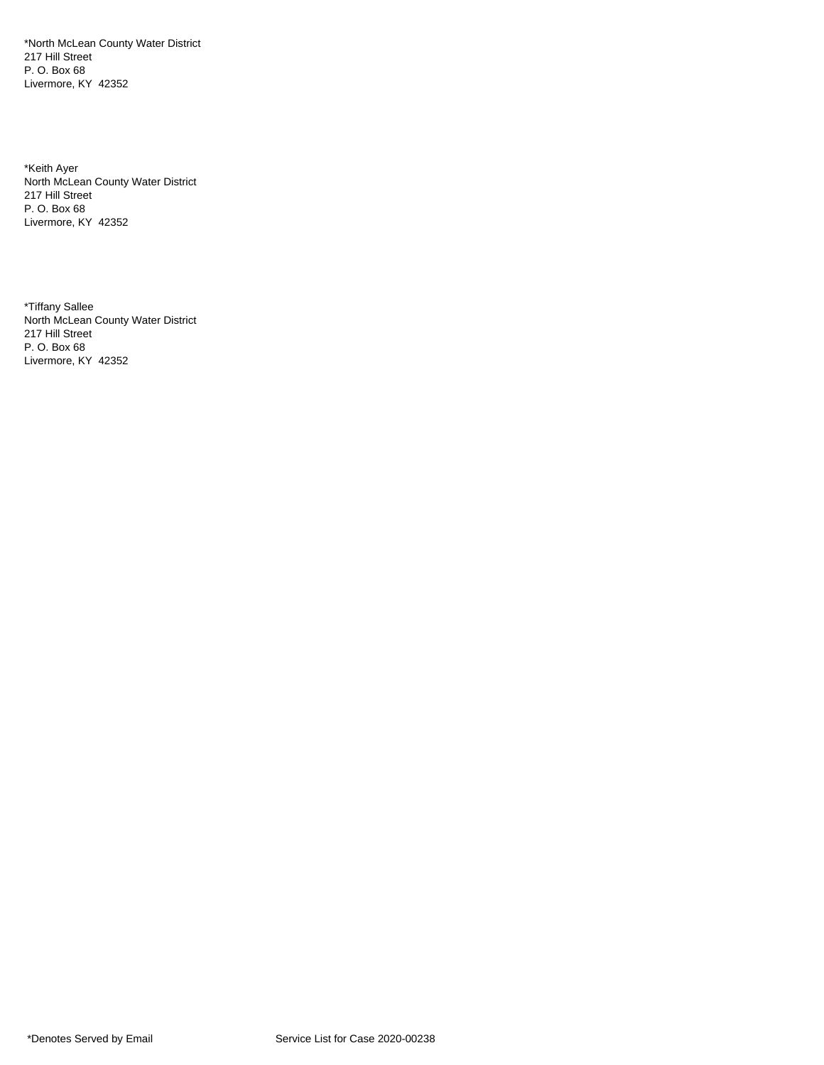*North McLean County Water District
217 Hill Street
P. O. Box 68
Livermore, KY  42352

*Keith Ayer
North McLean County Water District
217 Hill Street
P. O. Box 68
Livermore, KY  42352

*Tiffany Sallee
North McLean County Water District
217 Hill Street
P. O. Box 68
Livermore, KY  42352

*Denotes Served by Email

Service List for Case 2020-00238